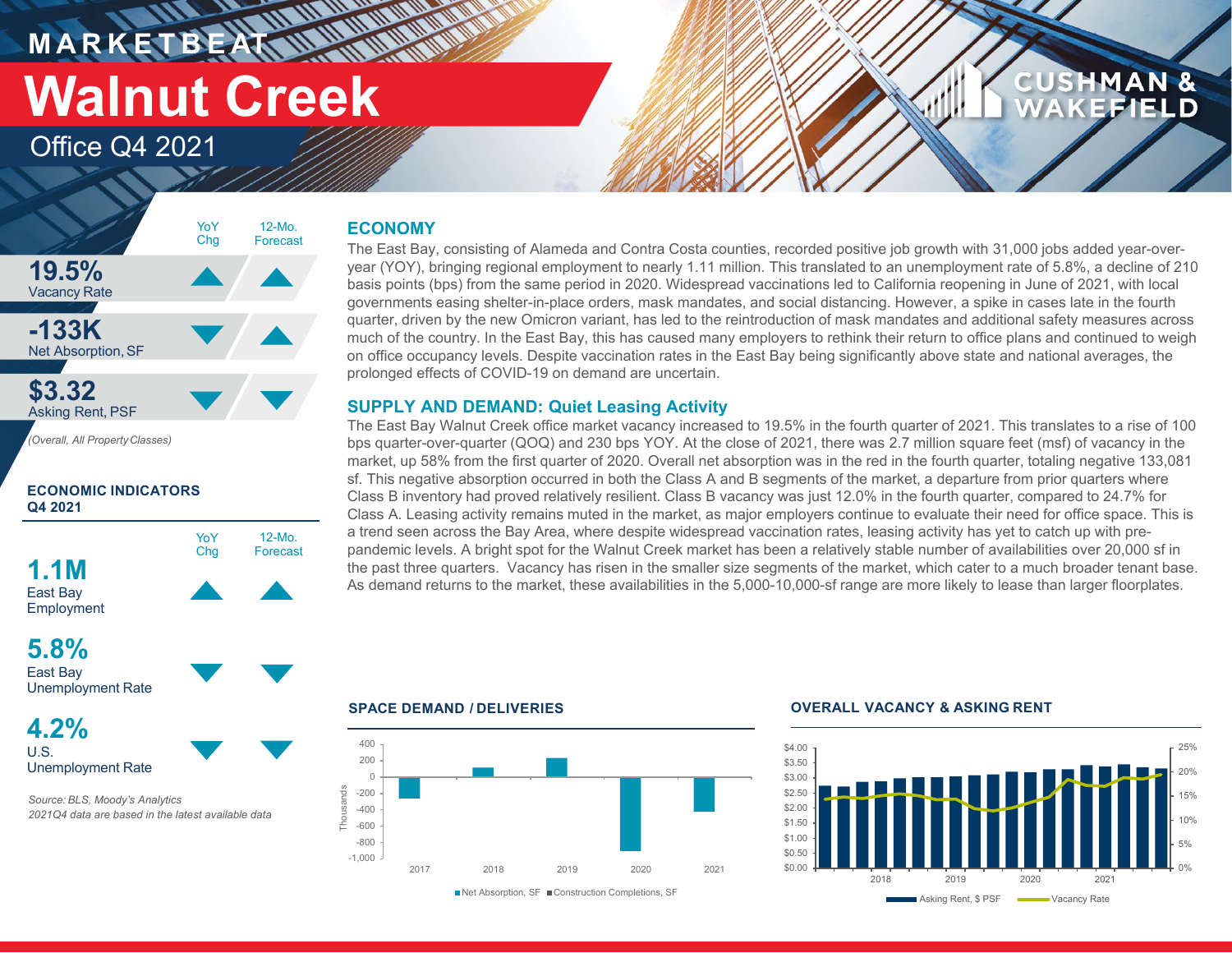# MARKETBEAT

# Walnut Creek

## Office Q4 2021

| | YoY Chg | 12-Mo. Forecast |
|---|---|---|
| **19.5%** Vacancy Rate | ▲ | ▲ |
| **-133K** Net Absorption, SF | ▼ | ▲ |
| **$3.32** Asking Rent, PSF | ▼ | ▼ |

*(Overall, All Property Classes)*

### ECONOMIC INDICATORS Q4 2021

| | YoY Chg | 12-Mo. Forecast |
|---|---|---|
| **1.1M** East Bay Employment | ▲ | ▲ |
| **5.8%** East Bay Unemployment Rate | ▼ | ▼ |
| **4.2%** U.S. Unemployment Rate | ▼ | ▼ |

*Source: BLS, Moody's Analytics*
*2021Q4 data are based in the latest available data*

## ECONOMY

The East Bay, consisting of Alameda and Contra Costa counties, recorded positive job growth with 31,000 jobs added year-over-year (YOY), bringing regional employment to nearly 1.11 million. This translated to an unemployment rate of 5.8%, a decline of 210 basis points (bps) from the same period in 2020. Widespread vaccinations led to California reopening in June of 2021, with local governments easing shelter-in-place orders, mask mandates, and social distancing. However, a spike in cases late in the fourth quarter, driven by the new Omicron variant, has led to the reintroduction of mask mandates and additional safety measures across much of the country. In the East Bay, this has caused many employers to rethink their return to office plans and continued to weigh on office occupancy levels. Despite vaccination rates in the East Bay being significantly above state and national averages, the prolonged effects of COVID-19 on demand are uncertain.

## SUPPLY AND DEMAND: Quiet Leasing Activity

The East Bay Walnut Creek office market vacancy increased to 19.5% in the fourth quarter of 2021. This translates to a rise of 100 bps quarter-over-quarter (QOQ) and 230 bps YOY. At the close of 2021, there was 2.7 million square feet (msf) of vacancy in the market, up 58% from the first quarter of 2020. Overall net absorption was in the red in the fourth quarter, totaling negative 133,081 sf. This negative absorption occurred in both the Class A and B segments of the market, a departure from prior quarters where Class B inventory had proved relatively resilient. Class B vacancy was just 12.0% in the fourth quarter, compared to 24.7% for Class A. Leasing activity remains muted in the market, as major employers continue to evaluate their need for office space. This is a trend seen across the Bay Area, where despite widespread vaccination rates, leasing activity has yet to catch up with pre-pandemic levels. A bright spot for the Walnut Creek market has been a relatively stable number of availabilities over 20,000 sf in the past three quarters. Vacancy has risen in the smaller size segments of the market, which cater to a much broader tenant base. As demand returns to the market, these availabilities in the 5,000-10,000-sf range are more likely to lease than larger floorplates.

### SPACE DEMAND / DELIVERIES

■ Net Absorption, SF ■ Construction Completions, SF

### OVERALL VACANCY & ASKING RENT

Asking Rent, $ PSF — Vacancy Rate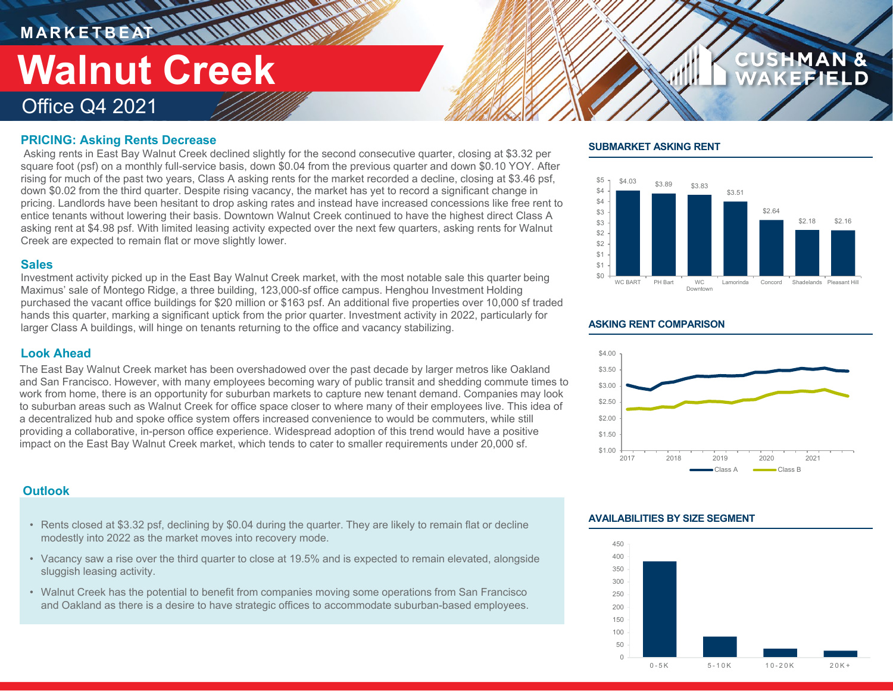MARKETBEAT

# Walnut Creek

## Office Q4 2021

### PRICING: Asking Rents Decrease

Asking rents in East Bay Walnut Creek declined slightly for the second consecutive quarter, closing at $3.32 per square foot (psf) on a monthly full-service basis, down $0.04 from the previous quarter and down $0.10 YOY. After rising for much of the past two years, Class A asking rents for the market recorded a decline, closing at $3.46 psf, down $0.02 from the third quarter. Despite rising vacancy, the market has yet to record a significant change in pricing. Landlords have been hesitant to drop asking rates and instead have increased concessions like free rent to entice tenants without lowering their basis. Downtown Walnut Creek continued to have the highest direct Class A asking rent at $4.98 psf. With limited leasing activity expected over the next few quarters, asking rents for Walnut Creek are expected to remain flat or move slightly lower.

### Sales

Investment activity picked up in the East Bay Walnut Creek market, with the most notable sale this quarter being Maximus' sale of Montego Ridge, a three building, 123,000-sf office campus. Henghou Investment Holding purchased the vacant office buildings for $20 million or $163 psf. An additional five properties over 10,000 sf traded hands this quarter, marking a significant uptick from the prior quarter. Investment activity in 2022, particularly for larger Class A buildings, will hinge on tenants returning to the office and vacancy stabilizing.

### Look Ahead

The East Bay Walnut Creek market has been overshadowed over the past decade by larger metros like Oakland and San Francisco. However, with many employees becoming wary of public transit and shedding commute times to work from home, there is an opportunity for suburban markets to capture new tenant demand. Companies may look to suburban areas such as Walnut Creek for office space closer to where many of their employees live. This idea of a decentralized hub and spoke office system offers increased convenience to would be commuters, while still providing a collaborative, in-person office experience. Widespread adoption of this trend would have a positive impact on the East Bay Walnut Creek market, which tends to cater to smaller requirements under 20,000 sf.

### Outlook

- Rents closed at $3.32 psf, declining by $0.04 during the quarter. They are likely to remain flat or decline modestly into 2022 as the market moves into recovery mode.
- Vacancy saw a rise over the third quarter to close at 19.5% and is expected to remain elevated, alongside sluggish leasing activity.
- Walnut Creek has the potential to benefit from companies moving some operations from San Francisco and Oakland as there is a desire to have strategic offices to accommodate suburban-based employees.

#### SUBMARKET ASKING RENT

| Submarket | Asking Rent |
|---|---|
| WC BART | $4.03 |
| PH Bart | $3.89 |
| WC Downtown | $3.83 |
| Lamorinda | $3.51 |
| Concord | $2.64 |
| Shadelands | $2.18 |
| Pleasant Hill | $2.16 |

#### ASKING RENT COMPARISON

Line chart of Class A and Class B asking rents, 2017–2021 (y-axis $1.00–$4.00). Legend: Class A, Class B.

#### AVAILABILITIES BY SIZE SEGMENT

Bar chart of availabilities by size segment (y-axis 0–450): 0-5K, 5-10K, 10-20K, 20K+.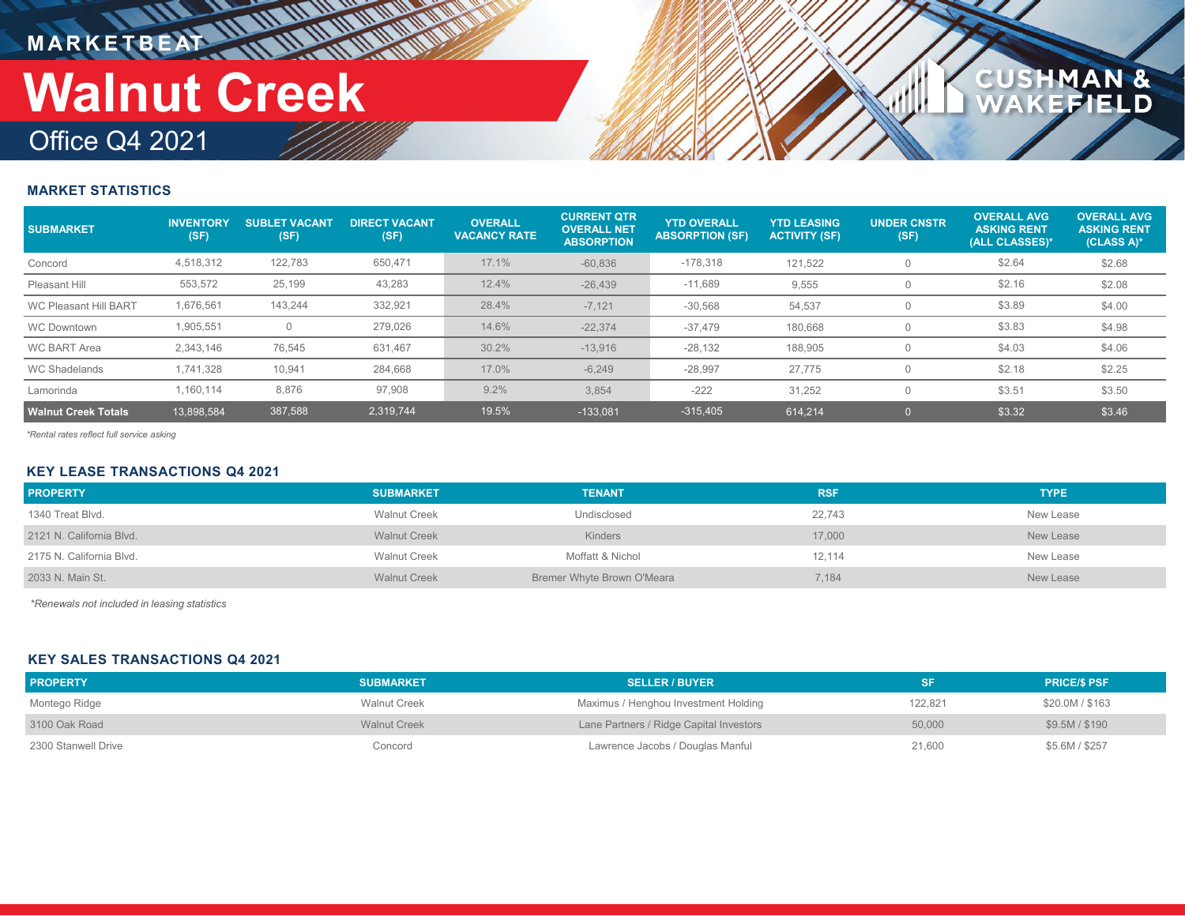MARKETBEAT

# Walnut Creek

Office Q4 2021

### MARKET STATISTICS

| SUBMARKET | INVENTORY (SF) | SUBLET VACANT (SF) | DIRECT VACANT (SF) | OVERALL VACANCY RATE | CURRENT QTR OVERALL NET ABSORPTION | YTD OVERALL ABSORPTION (SF) | YTD LEASING ACTIVITY (SF) | UNDER CNSTR (SF) | OVERALL AVG ASKING RENT (ALL CLASSES)* | OVERALL AVG ASKING RENT (CLASS A)* |
|---|---|---|---|---|---|---|---|---|---|---|
| Concord | 4,518,312 | 122,783 | 650,471 | 17.1% | -60,836 | -178,318 | 121,522 | 0 | $2.64 | $2.68 |
| Pleasant Hill | 553,572 | 25,199 | 43,283 | 12.4% | -26,439 | -11,689 | 9,555 | 0 | $2.16 | $2.08 |
| WC Pleasant Hill BART | 1,676,561 | 143,244 | 332,921 | 28.4% | -7,121 | -30,568 | 54,537 | 0 | $3.89 | $4.00 |
| WC Downtown | 1,905,551 | 0 | 279,026 | 14.6% | -22,374 | -37,479 | 180,668 | 0 | $3.83 | $4.98 |
| WC BART Area | 2,343,146 | 76,545 | 631,467 | 30.2% | -13,916 | -28,132 | 188,905 | 0 | $4.03 | $4.06 |
| WC Shadelands | 1,741,328 | 10,941 | 284,668 | 17.0% | -6,249 | -28,997 | 27,775 | 0 | $2.18 | $2.25 |
| Lamorinda | 1,160,114 | 8,876 | 97,908 | 9.2% | 3,854 | -222 | 31,252 | 0 | $3.51 | $3.50 |
| **Walnut Creek Totals** | 13,898,584 | 387,588 | 2,319,744 | 19.5% | -133,081 | -315,405 | 614,214 | 0 | $3.32 | $3.46 |

*Rental rates reflect full service asking*

### KEY LEASE TRANSACTIONS Q4 2021

| PROPERTY | SUBMARKET | TENANT | RSF | TYPE |
|---|---|---|---|---|
| 1340 Treat Blvd. | Walnut Creek | Undisclosed | 22,743 | New Lease |
| 2121 N. California Blvd. | Walnut Creek | Kinders | 17,000 | New Lease |
| 2175 N. California Blvd. | Walnut Creek | Moffatt & Nichol | 12,114 | New Lease |
| 2033 N. Main St. | Walnut Creek | Bremer Whyte Brown O'Meara | 7,184 | New Lease |

*Renewals not included in leasing statistics*

### KEY SALES TRANSACTIONS Q4 2021

| PROPERTY | SUBMARKET | SELLER / BUYER | SF | PRICE/$ PSF |
|---|---|---|---|---|
| Montego Ridge | Walnut Creek | Maximus / Henghou Investment Holding | 122,821 | $20.0M / $163 |
| 3100 Oak Road | Walnut Creek | Lane Partners / Ridge Capital Investors | 50,000 | $9.5M / $190 |
| 2300 Stanwell Drive | Concord | Lawrence Jacobs / Douglas Manful | 21,600 | $5.6M / $257 |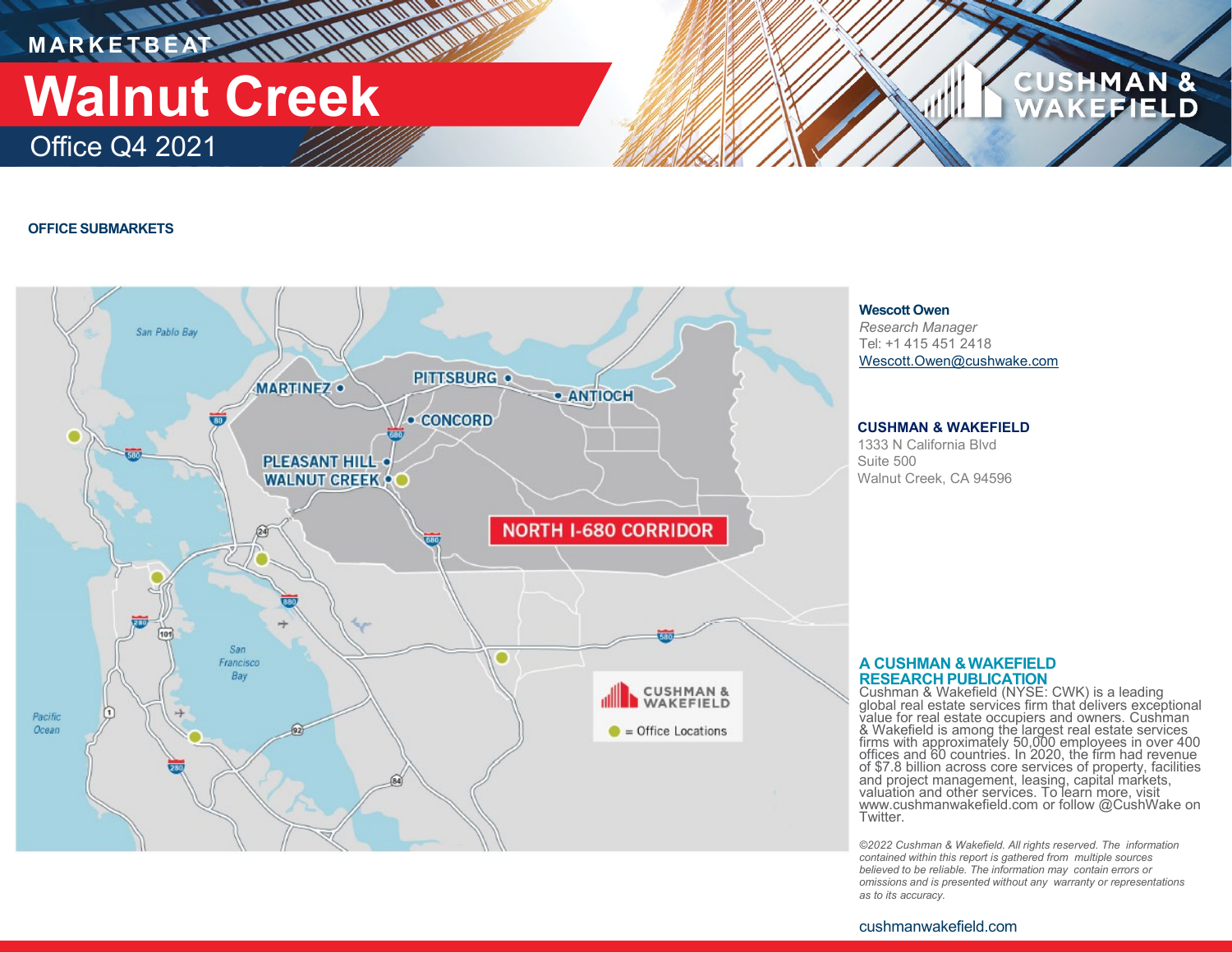MARKETBEAT

# Walnut Creek

Office Q4 2021

### OFFICE SUBMARKETS

San Pablo Bay

MARTINEZ

PITTSBURG

ANTIOCH

CONCORD

PLEASANT HILL

WALNUT CREEK

NORTH I-680 CORRIDOR

San Francisco Bay

Pacific Ocean

CUSHMAN & WAKEFIELD

= Office Locations

**Wescott Owen**
*Research Manager*
Tel: +1 415 451 2418
Wescott.Owen@cushwake.com

**CUSHMAN & WAKEFIELD**
1333 N California Blvd
Suite 500
Walnut Creek, CA 94596

**A CUSHMAN & WAKEFIELD RESEARCH PUBLICATION**

Cushman & Wakefield (NYSE: CWK) is a leading global real estate services firm that delivers exceptional value for real estate occupiers and owners. Cushman & Wakefield is among the largest real estate services firms with approximately 50,000 employees in over 400 offices and 60 countries. In 2020, the firm had revenue of $7.8 billion across core services of property, facilities and project management, leasing, capital markets, valuation and other services. To learn more, visit www.cushmanwakefield.com or follow @CushWake on Twitter.

*©2022 Cushman & Wakefield. All rights reserved. The information contained within this report is gathered from multiple sources believed to be reliable. The information may contain errors or omissions and is presented without any warranty or representations as to its accuracy.*

cushmanwakefield.com